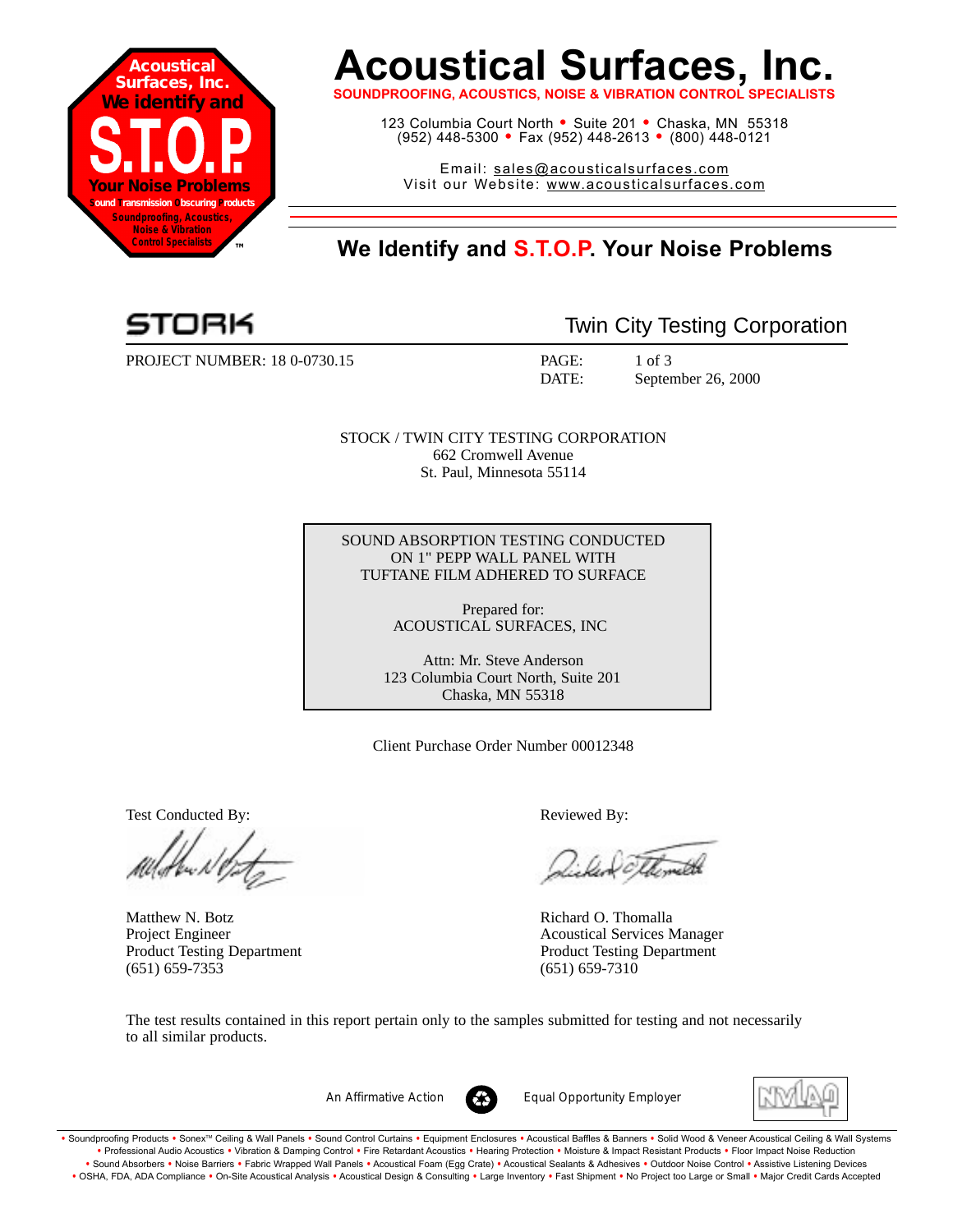# Acoustical Surfaces, Inc.

**SOUNDPROOFING, ACOUSTICS, NOISE & VIBRATION CONTROL SPECIALISTS**

123 Columbia Court North • Suite 201 • Chaska, MN 55318
(952) 448-5300 • Fax (952) 448-2613 • (800) 448-0121

Email: sales@acousticalsurfaces.com
Visit our Website: www.acousticalsurfaces.com

## We Identify and S.T.O.P. Your Noise Problems

STORK — Twin City Testing Corporation

PROJECT NUMBER: 18 0-0730.15

PAGE: 1 of 3
DATE: September 26, 2000

STOCK / TWIN CITY TESTING CORPORATION
662 Cromwell Avenue
St. Paul, Minnesota 55114

SOUND ABSORPTION TESTING CONDUCTED ON 1" PEPP WALL PANEL WITH TUFTANE FILM ADHERED TO SURFACE

Prepared for:
ACOUSTICAL SURFACES, INC

Attn: Mr. Steve Anderson
123 Columbia Court North, Suite 201
Chaska, MN 55318

Client Purchase Order Number 00012348

Test Conducted By:

Matthew N. Botz
Project Engineer
Product Testing Department
(651) 659-7353

Reviewed By:

Richard O. Thomalla
Acoustical Services Manager
Product Testing Department
(651) 659-7310

The test results contained in this report pertain only to the samples submitted for testing and not necessarily to all similar products.

An Affirmative Action Equal Opportunity Employer

• Soundproofing Products • Sonex™ Ceiling & Wall Panels • Sound Control Curtains • Equipment Enclosures • Acoustical Baffles & Banners • Solid Wood & Veneer Acoustical Ceiling & Wall Systems • Professional Audio Acoustics • Vibration & Damping Control • Fire Retardant Acoustics • Hearing Protection • Moisture & Impact Resistant Products • Floor Impact Noise Reduction • Sound Absorbers • Noise Barriers • Fabric Wrapped Wall Panels • Acoustical Foam (Egg Crate) • Acoustical Sealants & Adhesives • Outdoor Noise Control • Assistive Listening Devices • OSHA, FDA, ADA Compliance • On-Site Acoustical Analysis • Acoustical Design & Consulting • Large Inventory • Fast Shipment • No Project too Large or Small • Major Credit Cards Accepted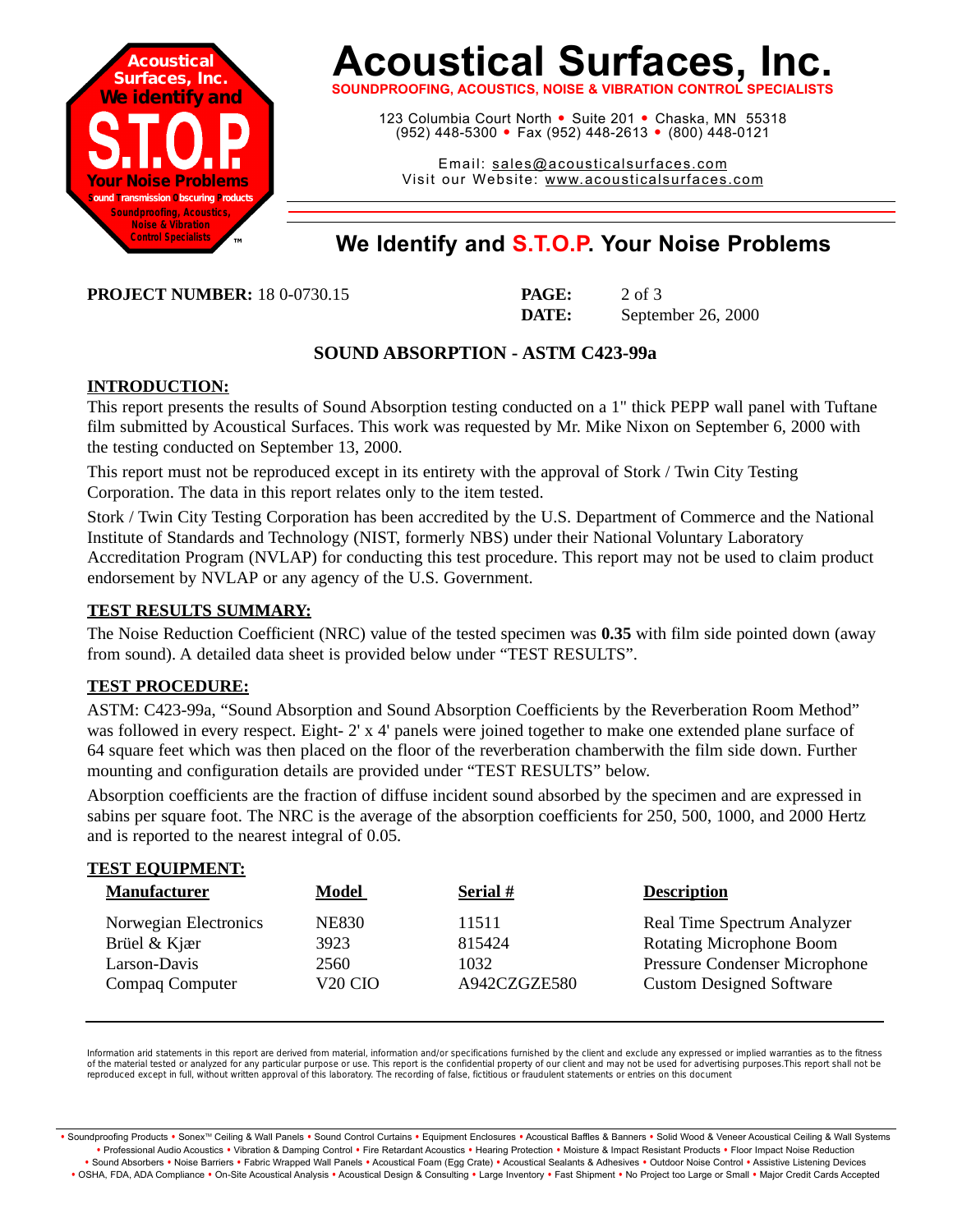# Acoustical Surfaces, Inc.

**SOUNDPROOFING, ACOUSTICS, NOISE & VIBRATION CONTROL SPECIALISTS**

123 Columbia Court North • Suite 201 • Chaska, MN 55318
(952) 448-5300 • Fax (952) 448-2613 • (800) 448-0121

Email: sales@acousticalsurfaces.com
Visit our Website: www.acousticalsurfaces.com

## We Identify and S.T.O.P. Your Noise Problems

**PROJECT NUMBER:** 18 0-0730.15

**PAGE:** 2 of 3
**DATE:** September 26, 2000

### SOUND ABSORPTION - ASTM C423-99a

**INTRODUCTION:**

This report presents the results of Sound Absorption testing conducted on a 1" thick PEPP wall panel with Tuftane film submitted by Acoustical Surfaces. This work was requested by Mr. Mike Nixon on September 6, 2000 with the testing conducted on September 13, 2000.

This report must not be reproduced except in its entirety with the approval of Stork / Twin City Testing Corporation. The data in this report relates only to the item tested.

Stork / Twin City Testing Corporation has been accredited by the U.S. Department of Commerce and the National Institute of Standards and Technology (NIST, formerly NBS) under their National Voluntary Laboratory Accreditation Program (NVLAP) for conducting this test procedure. This report may not be used to claim product endorsement by NVLAP or any agency of the U.S. Government.

**TEST RESULTS SUMMARY:**

The Noise Reduction Coefficient (NRC) value of the tested specimen was **0.35** with film side pointed down (away from sound). A detailed data sheet is provided below under "TEST RESULTS".

**TEST PROCEDURE:**

ASTM: C423-99a, "Sound Absorption and Sound Absorption Coefficients by the Reverberation Room Method" was followed in every respect. Eight- 2' x 4' panels were joined together to make one extended plane surface of 64 square feet which was then placed on the floor of the reverberation chamberwith the film side down. Further mounting and configuration details are provided under "TEST RESULTS" below.

Absorption coefficients are the fraction of diffuse incident sound absorbed by the specimen and are expressed in sabins per square foot. The NRC is the average of the absorption coefficients for 250, 500, 1000, and 2000 Hertz and is reported to the nearest integral of 0.05.

**TEST EQUIPMENT:**

| Manufacturer | Model | Serial # | Description |
|---|---|---|---|
| Norwegian Electronics | NE830 | 11511 | Real Time Spectrum Analyzer |
| Brüel & Kjær | 3923 | 815424 | Rotating Microphone Boom |
| Larson-Davis | 2560 | 1032 | Pressure Condenser Microphone |
| Compaq Computer | V20 CIO | A942CZGZE580 | Custom Designed Software |

Information arid statements in this report are derived from material, information and/or specifications furnished by the client and exclude any expressed or implied warranties as to the fitness of the material tested or analyzed for any particular purpose or use. This report is the confidential property of our client and may not be used for advertising purposes.This report shall not be reproduced except in full, without written approval of this laboratory. The recording of false, fictitious or fraudulent statements or entries on this document

• Soundproofing Products • Sonex™ Ceiling & Wall Panels • Sound Control Curtains • Equipment Enclosures • Acoustical Baffles & Banners • Solid Wood & Veneer Acoustical Ceiling & Wall Systems • Professional Audio Acoustics • Vibration & Damping Control • Fire Retardant Acoustics • Hearing Protection • Moisture & Impact Resistant Products • Floor Impact Noise Reduction • Sound Absorbers • Noise Barriers • Fabric Wrapped Wall Panels • Acoustical Foam (Egg Crate) • Acoustical Sealants & Adhesives • Outdoor Noise Control • Assistive Listening Devices • OSHA, FDA, ADA Compliance • On-Site Acoustical Analysis • Acoustical Design & Consulting • Large Inventory • Fast Shipment • No Project too Large or Small • Major Credit Cards Accepted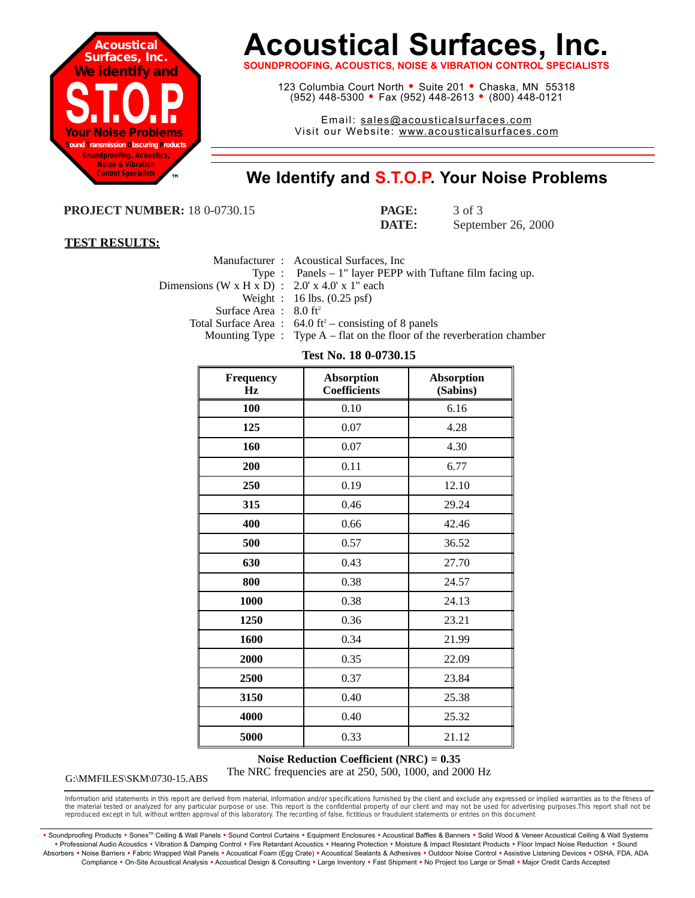# Acoustical Surfaces, Inc.

**SOUNDPROOFING, ACOUSTICS, NOISE & VIBRATION CONTROL SPECIALISTS**

123 Columbia Court North • Suite 201 • Chaska, MN 55318
(952) 448-5300 • Fax (952) 448-2613 • (800) 448-0121

Email: sales@acousticalsurfaces.com
Visit our Website: www.acousticalsurfaces.com

## We Identify and S.T.O.P. Your Noise Problems

**PROJECT NUMBER:** 18 0-0730.15

**PAGE:** 3 of 3
**DATE:** September 26, 2000

**TEST RESULTS:**

Manufacturer : Acoustical Surfaces, Inc
Type : Panels – 1" layer PEPP with Tuftane film facing up.
Dimensions (W x H x D) : 2.0' x 4.0' x 1" each
Weight : 16 lbs. (0.25 psf)
Surface Area : 8.0 $ft^2$
Total Surface Area : 64.0 $ft^2$ – consisting of 8 panels
Mounting Type : Type A – flat on the floor of the reverberation chamber

**Test No. 18 0-0730.15**

| Frequency Hz | Absorption Coefficients | Absorption (Sabins) |
|---|---|---|
| **100** | 0.10 | 6.16 |
| **125** | 0.07 | 4.28 |
| **160** | 0.07 | 4.30 |
| **200** | 0.11 | 6.77 |
| **250** | 0.19 | 12.10 |
| **315** | 0.46 | 29.24 |
| **400** | 0.66 | 42.46 |
| **500** | 0.57 | 36.52 |
| **630** | 0.43 | 27.70 |
| **800** | 0.38 | 24.57 |
| **1000** | 0.38 | 24.13 |
| **1250** | 0.36 | 23.21 |
| **1600** | 0.34 | 21.99 |
| **2000** | 0.35 | 22.09 |
| **2500** | 0.37 | 23.84 |
| **3150** | 0.40 | 25.38 |
| **4000** | 0.40 | 25.32 |
| **5000** | 0.33 | 21.12 |

**Noise Reduction Coefficient (NRC) = 0.35**
The NRC frequencies are at 250, 500, 1000, and 2000 Hz

G:\MMFILES\SKM\0730-15.ABS

Information arid statements in this report are derived from material, information and/or specifications furnished by the client and exclude any expressed or implied warranties as to the fitness of the material tested or analyzed for any particular purpose or use. This report is the confidential property of our client and may not be used for advertising purposes.This report shall not be reproduced except in full, without written approval of this laboratory. The recording of false, fictitious or fraudulent statements or entries on this document

• Soundproofing Products • Sonex™ Ceiling & Wall Panels • Sound Control Curtains • Equipment Enclosures • Acoustical Baffles & Banners • Solid Wood & Veneer Acoustical Ceiling & Wall Systems • Professional Audio Acoustics • Vibration & Damping Control • Fire Retardant Acoustics • Hearing Protection • Moisture & Impact Resistant Products • Floor Impact Noise Reduction • Sound Absorbers • Noise Barriers • Fabric Wrapped Wall Panels • Acoustical Foam (Egg Crate) • Acoustical Sealants & Adhesives • Outdoor Noise Control • Assistive Listening Devices • OSHA, FDA, ADA Compliance • On-Site Acoustical Analysis • Acoustical Design & Consulting • Large Inventory • Fast Shipment • No Project too Large or Small • Major Credit Cards Accepted